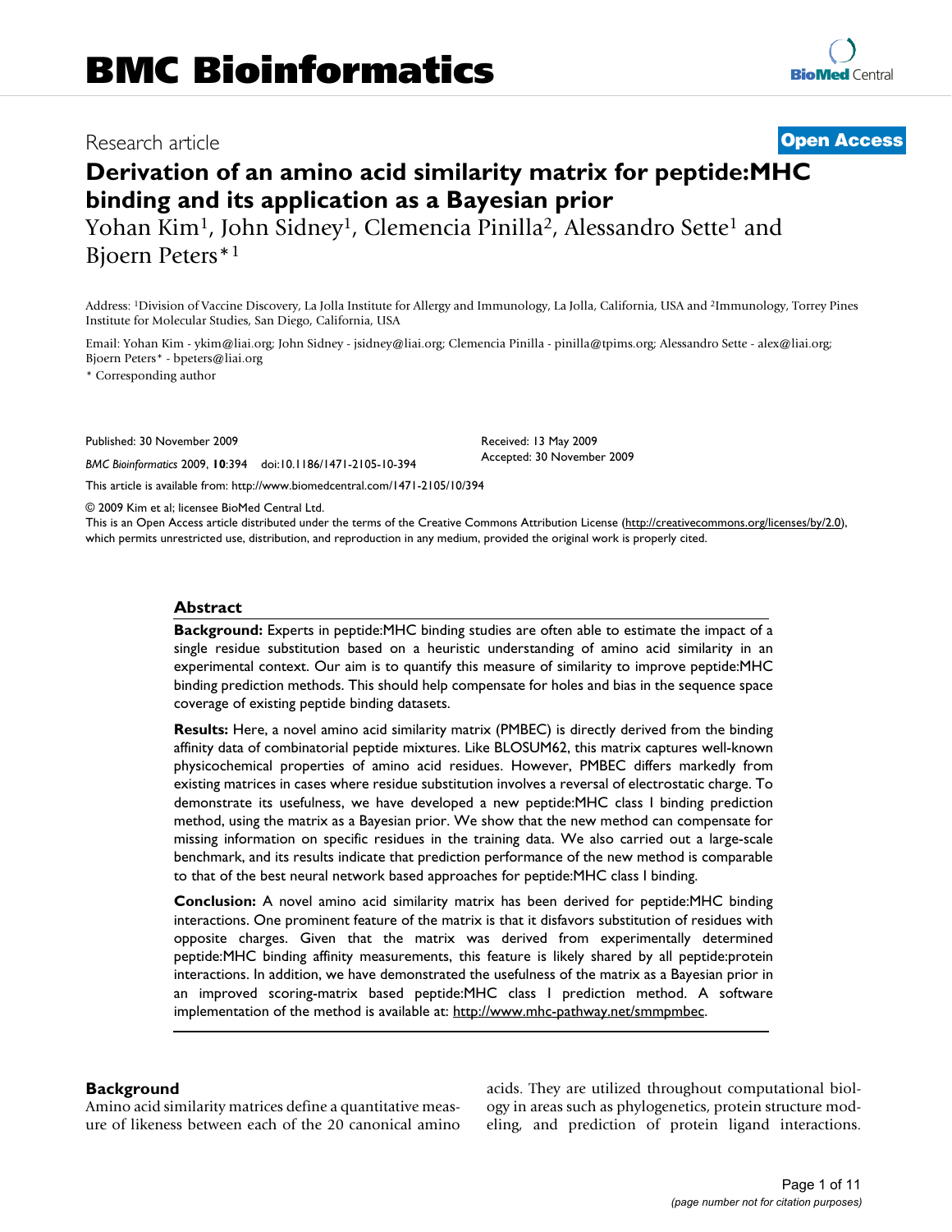BMC Bioinformatics

Research article

**Open Access**

# Derivation of an amino acid similarity matrix for peptide:MHC binding and its application as a Bayesian prior

Yohan Kim[1], John Sidney[1], Clemencia Pinilla[2], Alessandro Sette[1] and Bjoern Peters*[1]

Address: [1]Division of Vaccine Discovery, La Jolla Institute for Allergy and Immunology, La Jolla, California, USA and [2]Immunology, Torrey Pines Institute for Molecular Studies, San Diego, California, USA

Email: Yohan Kim - ykim@liai.org; John Sidney - jsidney@liai.org; Clemencia Pinilla - pinilla@tpims.org; Alessandro Sette - alex@liai.org; Bjoern Peters* - bpeters@liai.org

* Corresponding author

Published: 30 November 2009

*BMC Bioinformatics* 2009, **10**:394 doi:10.1186/1471-2105-10-394

Received: 13 May 2009
Accepted: 30 November 2009

This article is available from: http://www.biomedcentral.com/1471-2105/10/394

© 2009 Kim et al; licensee BioMed Central Ltd.
This is an Open Access article distributed under the terms of the Creative Commons Attribution License (http://creativecommons.org/licenses/by/2.0), which permits unrestricted use, distribution, and reproduction in any medium, provided the original work is properly cited.

## Abstract

**Background:** Experts in peptide:MHC binding studies are often able to estimate the impact of a single residue substitution based on a heuristic understanding of amino acid similarity in an experimental context. Our aim is to quantify this measure of similarity to improve peptide:MHC binding prediction methods. This should help compensate for holes and bias in the sequence space coverage of existing peptide binding datasets.

**Results:** Here, a novel amino acid similarity matrix (PMBEC) is directly derived from the binding affinity data of combinatorial peptide mixtures. Like BLOSUM62, this matrix captures well-known physicochemical properties of amino acid residues. However, PMBEC differs markedly from existing matrices in cases where residue substitution involves a reversal of electrostatic charge. To demonstrate its usefulness, we have developed a new peptide:MHC class I binding prediction method, using the matrix as a Bayesian prior. We show that the new method can compensate for missing information on specific residues in the training data. We also carried out a large-scale benchmark, and its results indicate that prediction performance of the new method is comparable to that of the best neural network based approaches for peptide:MHC class I binding.

**Conclusion:** A novel amino acid similarity matrix has been derived for peptide:MHC binding interactions. One prominent feature of the matrix is that it disfavors substitution of residues with opposite charges. Given that the matrix was derived from experimentally determined peptide:MHC binding affinity measurements, this feature is likely shared by all peptide:protein interactions. In addition, we have demonstrated the usefulness of the matrix as a Bayesian prior in an improved scoring-matrix based peptide:MHC class I prediction method. A software implementation of the method is available at: http://www.mhc-pathway.net/smmpmbec.

## Background

Amino acid similarity matrices define a quantitative measure of likeness between each of the 20 canonical amino acids. They are utilized throughout computational biology in areas such as phylogenetics, protein structure modeling, and prediction of protein ligand interactions.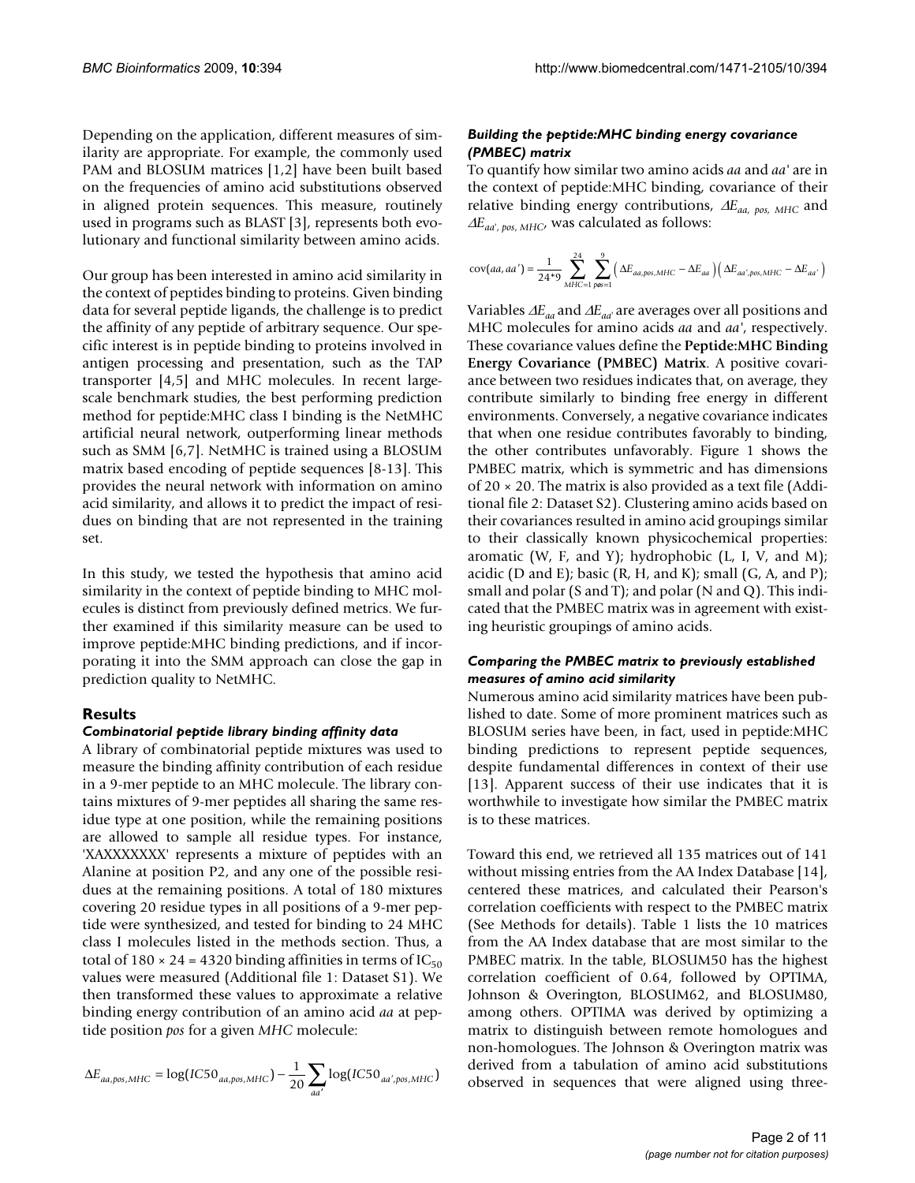Depending on the application, different measures of similarity are appropriate. For example, the commonly used PAM and BLOSUM matrices [1,2] have been built based on the frequencies of amino acid substitutions observed in aligned protein sequences. This measure, routinely used in programs such as BLAST [3], represents both evolutionary and functional similarity between amino acids.

Our group has been interested in amino acid similarity in the context of peptides binding to proteins. Given binding data for several peptide ligands, the challenge is to predict the affinity of any peptide of arbitrary sequence. Our specific interest is in peptide binding to proteins involved in antigen processing and presentation, such as the TAP transporter [4,5] and MHC molecules. In recent large-scale benchmark studies, the best performing prediction method for peptide:MHC class I binding is the NetMHC artificial neural network, outperforming linear methods such as SMM [6,7]. NetMHC is trained using a BLOSUM matrix based encoding of peptide sequences [8-13]. This provides the neural network with information on amino acid similarity, and allows it to predict the impact of residues on binding that are not represented in the training set.

In this study, we tested the hypothesis that amino acid similarity in the context of peptide binding to MHC molecules is distinct from previously defined metrics. We further examined if this similarity measure can be used to improve peptide:MHC binding predictions, and if incorporating it into the SMM approach can close the gap in prediction quality to NetMHC.

## Results

### *Combinatorial peptide library binding affinity data*

A library of combinatorial peptide mixtures was used to measure the binding affinity contribution of each residue in a 9-mer peptide to an MHC molecule. The library contains mixtures of 9-mer peptides all sharing the same residue type at one position, while the remaining positions are allowed to sample all residue types. For instance, 'XAXXXXXXX' represents a mixture of peptides with an Alanine at position P2, and any one of the possible residues at the remaining positions. A total of 180 mixtures covering 20 residue types in all positions of a 9-mer peptide were synthesized, and tested for binding to 24 MHC class I molecules listed in the methods section. Thus, a total of 180 × 24 = 4320 binding affinities in terms of $IC_{50}$ values were measured (Additional file 1: Dataset S1). We then transformed these values to approximate a relative binding energy contribution of an amino acid *aa* at peptide position *pos* for a given *MHC* molecule:

$$\Delta E_{aa,pos,MHC} = \log(IC50_{aa,pos,MHC}) - \frac{1}{20}\sum_{aa'}\log(IC50_{aa',pos,MHC})$$

### *Building the peptide:MHC binding energy covariance (PMBEC) matrix*

To quantify how similar two amino acids *aa* and *aa'* are in the context of peptide:MHC binding, covariance of their relative binding energy contributions, $\Delta E_{aa,\,pos,\,MHC}$ and $\Delta E_{aa',\,pos,\,MHC}$, was calculated as follows:

$$\text{cov}(aa, aa') = \frac{1}{24*9}\sum_{MHC=1}^{24}\sum_{pos=1}^{9}\left(\Delta E_{aa,pos,MHC} - \Delta E_{aa}\right)\left(\Delta E_{aa',pos,MHC} - \Delta E_{aa'}\right)$$

Variables $\Delta E_{aa}$ and $\Delta E_{aa'}$ are averages over all positions and MHC molecules for amino acids *aa* and *aa'*, respectively. These covariance values define the **Peptide:MHC Binding Energy Covariance (PMBEC) Matrix**. A positive covariance between two residues indicates that, on average, they contribute similarly to binding free energy in different environments. Conversely, a negative covariance indicates that when one residue contributes favorably to binding, the other contributes unfavorably. Figure 1 shows the PMBEC matrix, which is symmetric and has dimensions of 20 × 20. The matrix is also provided as a text file (Additional file 2: Dataset S2). Clustering amino acids based on their covariances resulted in amino acid groupings similar to their classically known physicochemical properties: aromatic (W, F, and Y); hydrophobic (L, I, V, and M); acidic (D and E); basic (R, H, and K); small (G, A, and P); small and polar (S and T); and polar (N and Q). This indicated that the PMBEC matrix was in agreement with existing heuristic groupings of amino acids.

### *Comparing the PMBEC matrix to previously established measures of amino acid similarity*

Numerous amino acid similarity matrices have been published to date. Some of more prominent matrices such as BLOSUM series have been, in fact, used in peptide:MHC binding predictions to represent peptide sequences, despite fundamental differences in context of their use [13]. Apparent success of their use indicates that it is worthwhile to investigate how similar the PMBEC matrix is to these matrices.

Toward this end, we retrieved all 135 matrices out of 141 without missing entries from the AA Index Database [14], centered these matrices, and calculated their Pearson's correlation coefficients with respect to the PMBEC matrix (See Methods for details). Table 1 lists the 10 matrices from the AA Index database that are most similar to the PMBEC matrix. In the table, BLOSUM50 has the highest correlation coefficient of 0.64, followed by OPTIMA, Johnson & Overington, BLOSUM62, and BLOSUM80, among others. OPTIMA was derived by optimizing a matrix to distinguish between remote homologues and non-homologues. The Johnson & Overington matrix was derived from a tabulation of amino acid substitutions observed in sequences that were aligned using three-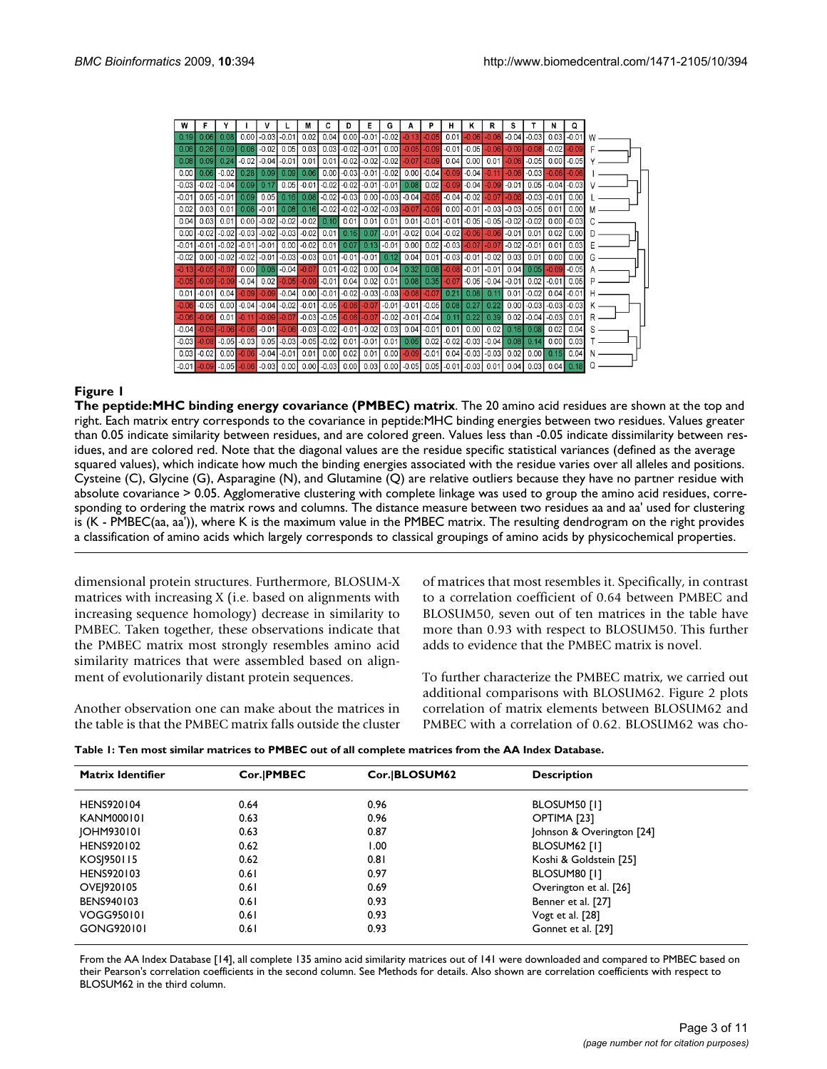| | W | F | Y | I | V | L | M | C | D | E | G | A | P | H | K | R | S | T | N | Q |
|---|---|---|---|---|---|---|---|---|---|---|---|---|---|---|---|---|---|---|---|---|
| W | 0.19 | 0.06 | 0.08 | 0.00 | -0.03 | -0.01 | 0.02 | 0.04 | 0.00 | -0.01 | -0.02 | -0.13 | -0.05 | 0.01 | -0.06 | -0.06 | -0.04 | -0.03 | 0.03 | -0.01 |
| F | 0.06 | 0.26 | 0.09 | 0.06 | -0.02 | 0.05 | 0.03 | 0.03 | -0.02 | -0.01 | 0.00 | -0.05 | -0.09 | -0.01 | -0.05 | -0.06 | -0.09 | -0.08 | -0.02 | -0.08 |
| Y | 0.08 | 0.09 | 0.24 | -0.02 | -0.04 | -0.01 | 0.01 | 0.01 | -0.02 | -0.02 | -0.02 | -0.07 | -0.09 | 0.04 | 0.00 | 0.01 | -0.06 | -0.05 | 0.00 | -0.05 |
| I | 0.00 | 0.06 | -0.02 | 0.28 | 0.09 | 0.09 | 0.06 | 0.00 | -0.03 | -0.01 | -0.02 | 0.00 | -0.04 | -0.09 | -0.04 | -0.11 | -0.06 | -0.03 | -0.06 | -0.06 |
| V | -0.03 | -0.02 | -0.04 | 0.09 | 0.17 | 0.05 | -0.01 | -0.02 | -0.02 | -0.01 | -0.01 | 0.08 | 0.02 | -0.09 | -0.04 | -0.09 | -0.01 | 0.05 | -0.04 | -0.03 |
| L | -0.01 | 0.05 | -0.01 | 0.09 | 0.05 | 0.16 | 0.08 | -0.02 | -0.03 | 0.00 | -0.03 | -0.04 | -0.05 | -0.04 | -0.02 | -0.07 | -0.06 | -0.03 | -0.01 | 0.00 |
| M | 0.02 | 0.03 | 0.01 | 0.06 | -0.01 | 0.08 | 0.16 | -0.02 | -0.02 | -0.02 | -0.03 | -0.07 | -0.09 | 0.00 | -0.01 | -0.03 | -0.03 | -0.05 | 0.01 | 0.00 |
| C | 0.04 | 0.03 | 0.01 | 0.00 | -0.02 | -0.02 | -0.02 | 0.10 | 0.01 | 0.01 | 0.01 | 0.01 | -0.01 | -0.01 | -0.05 | -0.05 | -0.02 | -0.02 | 0.00 | -0.03 |
| D | 0.00 | -0.02 | -0.02 | -0.03 | -0.02 | -0.03 | -0.02 | 0.01 | 0.16 | 0.07 | -0.01 | -0.02 | 0.04 | -0.02 | -0.06 | -0.06 | -0.01 | 0.01 | 0.02 | 0.00 |
| E | -0.01 | -0.01 | -0.02 | -0.01 | -0.01 | 0.00 | -0.02 | 0.01 | 0.07 | 0.13 | -0.01 | 0.00 | 0.02 | -0.03 | -0.07 | -0.07 | -0.02 | -0.01 | 0.01 | 0.03 |
| G | -0.02 | 0.00 | -0.02 | -0.02 | -0.01 | -0.03 | -0.03 | 0.01 | -0.01 | -0.01 | 0.12 | 0.04 | 0.01 | -0.03 | -0.01 | -0.02 | 0.03 | 0.01 | 0.00 | 0.00 |
| A | -0.13 | -0.05 | -0.07 | 0.00 | 0.08 | -0.04 | -0.07 | 0.01 | -0.02 | 0.00 | 0.04 | 0.32 | 0.08 | -0.08 | -0.01 | -0.01 | 0.04 | 0.05 | -0.09 | -0.05 |
| P | -0.05 | -0.09 | -0.09 | -0.04 | 0.02 | -0.05 | -0.09 | -0.01 | 0.04 | 0.02 | 0.01 | 0.08 | 0.35 | -0.07 | -0.05 | -0.04 | -0.01 | 0.02 | -0.01 | 0.05 |
| H | 0.01 | -0.01 | 0.04 | -0.09 | -0.09 | -0.04 | 0.00 | -0.01 | -0.02 | -0.03 | -0.03 | -0.08 | -0.07 | 0.21 | 0.08 | 0.11 | 0.01 | -0.02 | 0.04 | -0.01 |
| K | -0.06 | -0.05 | 0.00 | -0.04 | -0.04 | -0.02 | -0.01 | -0.05 | -0.06 | -0.07 | -0.01 | -0.01 | -0.05 | 0.08 | 0.27 | 0.22 | 0.00 | -0.03 | -0.03 | -0.03 |
| R | -0.06 | -0.06 | 0.01 | -0.11 | -0.09 | -0.07 | -0.03 | -0.05 | -0.06 | -0.07 | -0.02 | -0.01 | -0.04 | 0.11 | 0.22 | 0.39 | 0.02 | -0.04 | -0.03 | 0.01 |
| S | -0.04 | -0.09 | -0.06 | -0.06 | -0.01 | -0.06 | -0.03 | -0.02 | -0.01 | -0.02 | 0.03 | 0.04 | -0.01 | 0.01 | 0.00 | 0.02 | 0.16 | 0.08 | 0.02 | 0.04 |
| T | -0.03 | -0.08 | -0.05 | -0.03 | 0.05 | -0.03 | -0.05 | -0.02 | 0.01 | -0.01 | 0.01 | 0.05 | 0.02 | -0.02 | -0.03 | -0.04 | 0.08 | 0.14 | 0.00 | 0.03 |
| N | 0.03 | -0.02 | 0.00 | -0.06 | -0.04 | -0.01 | 0.01 | 0.00 | 0.02 | 0.01 | 0.00 | -0.09 | -0.01 | 0.04 | -0.03 | -0.03 | 0.02 | 0.00 | 0.15 | 0.04 |
| Q | -0.01 | -0.09 | -0.05 | -0.06 | -0.03 | 0.00 | 0.00 | -0.03 | 0.00 | 0.03 | 0.00 | -0.05 | 0.05 | -0.01 | -0.03 | 0.01 | 0.04 | 0.03 | 0.04 | 0.18 |

**Figure 1**

**The peptide:MHC binding energy covariance (PMBEC) matrix**. The 20 amino acid residues are shown at the top and right. Each matrix entry corresponds to the covariance in peptide:MHC binding energies between two residues. Values greater than 0.05 indicate similarity between residues, and are colored green. Values less than -0.05 indicate dissimilarity between residues, and are colored red. Note that the diagonal values are the residue specific statistical variances (defined as the average squared values), which indicate how much the binding energies associated with the residue varies over all alleles and positions. Cysteine (C), Glycine (G), Asparagine (N), and Glutamine (Q) are relative outliers because they have no partner residue with absolute covariance > 0.05. Agglomerative clustering with complete linkage was used to group the amino acid residues, corresponding to ordering the matrix rows and columns. The distance measure between two residues aa and aa' used for clustering is (K - PMBEC(aa, aa')), where K is the maximum value in the PMBEC matrix. The resulting dendrogram on the right provides a classification of amino acids which largely corresponds to classical groupings of amino acids by physicochemical properties.

dimensional protein structures. Furthermore, BLOSUM-X matrices with increasing X (i.e. based on alignments with increasing sequence homology) decrease in similarity to PMBEC. Taken together, these observations indicate that the PMBEC matrix most strongly resembles amino acid similarity matrices that were assembled based on alignment of evolutionarily distant protein sequences.

Another observation one can make about the matrices in the table is that the PMBEC matrix falls outside the cluster of matrices that most resembles it. Specifically, in contrast to a correlation coefficient of 0.64 between PMBEC and BLOSUM50, seven out of ten matrices in the table have more than 0.93 with respect to BLOSUM50. This further adds to evidence that the PMBEC matrix is novel.

To further characterize the PMBEC matrix, we carried out additional comparisons with BLOSUM62. Figure 2 plots correlation of matrix elements between BLOSUM62 and PMBEC with a correlation of 0.62. BLOSUM62 was cho-

**Table 1: Ten most similar matrices to PMBEC out of all complete matrices from the AA Index Database.**

| Matrix Identifier | Cor.\|PMBEC | Cor.\|BLOSUM62 | Description |
|---|---|---|---|
| HENS920104 | 0.64 | 0.96 | BLOSUM50 [1] |
| KANM000101 | 0.63 | 0.96 | OPTIMA [23] |
| JOHM930101 | 0.63 | 0.87 | Johnson & Overington [24] |
| HENS920102 | 0.62 | 1.00 | BLOSUM62 [1] |
| KOSJ950115 | 0.62 | 0.81 | Koshi & Goldstein [25] |
| HENS920103 | 0.61 | 0.97 | BLOSUM80 [1] |
| OVEJ920105 | 0.61 | 0.69 | Overington et al. [26] |
| BENS940103 | 0.61 | 0.93 | Benner et al. [27] |
| VOGG950101 | 0.61 | 0.93 | Vogt et al. [28] |
| GONG920101 | 0.61 | 0.93 | Gonnet et al. [29] |

From the AA Index Database [14], all complete 135 amino acid similarity matrices out of 141 were downloaded and compared to PMBEC based on their Pearson's correlation coefficients in the second column. See Methods for details. Also shown are correlation coefficients with respect to BLOSUM62 in the third column.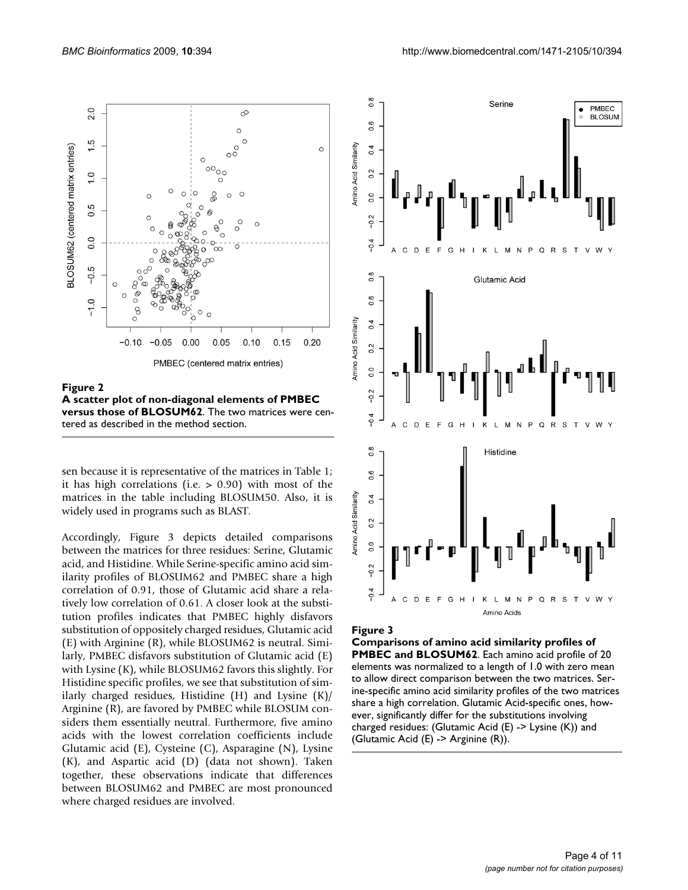**Figure 2**

**A scatter plot of non-diagonal elements of PMBEC versus those of BLOSUM62**. The two matrices were centered as described in the method section.

sen because it is representative of the matrices in Table 1; it has high correlations (i.e. > 0.90) with most of the matrices in the table including BLOSUM50. Also, it is widely used in programs such as BLAST.

Accordingly, Figure 3 depicts detailed comparisons between the matrices for three residues: Serine, Glutamic acid, and Histidine. While Serine-specific amino acid similarity profiles of BLOSUM62 and PMBEC share a high correlation of 0.91, those of Glutamic acid share a relatively low correlation of 0.61. A closer look at the substitution profiles indicates that PMBEC highly disfavors substitution of oppositely charged residues, Glutamic acid (E) with Arginine (R), while BLOSUM62 is neutral. Similarly, PMBEC disfavors substitution of Glutamic acid (E) with Lysine (K), while BLOSUM62 favors this slightly. For Histidine specific profiles, we see that substitution of similarly charged residues, Histidine (H) and Lysine (K)/Arginine (R), are favored by PMBEC while BLOSUM considers them essentially neutral. Furthermore, five amino acids with the lowest correlation coefficients include Glutamic acid (E), Cysteine (C), Asparagine (N), Lysine (K), and Aspartic acid (D) (data not shown). Taken together, these observations indicate that differences between BLOSUM62 and PMBEC are most pronounced where charged residues are involved.

**Figure 3**

**Comparisons of amino acid similarity profiles of PMBEC and BLOSUM62**. Each amino acid profile of 20 elements was normalized to a length of 1.0 with zero mean to allow direct comparison between the two matrices. Serine-specific amino acid similarity profiles of the two matrices share a high correlation. Glutamic Acid-specific ones, however, significantly differ for the substitutions involving charged residues: (Glutamic Acid (E) -> Lysine (K)) and (Glutamic Acid (E) -> Arginine (R)).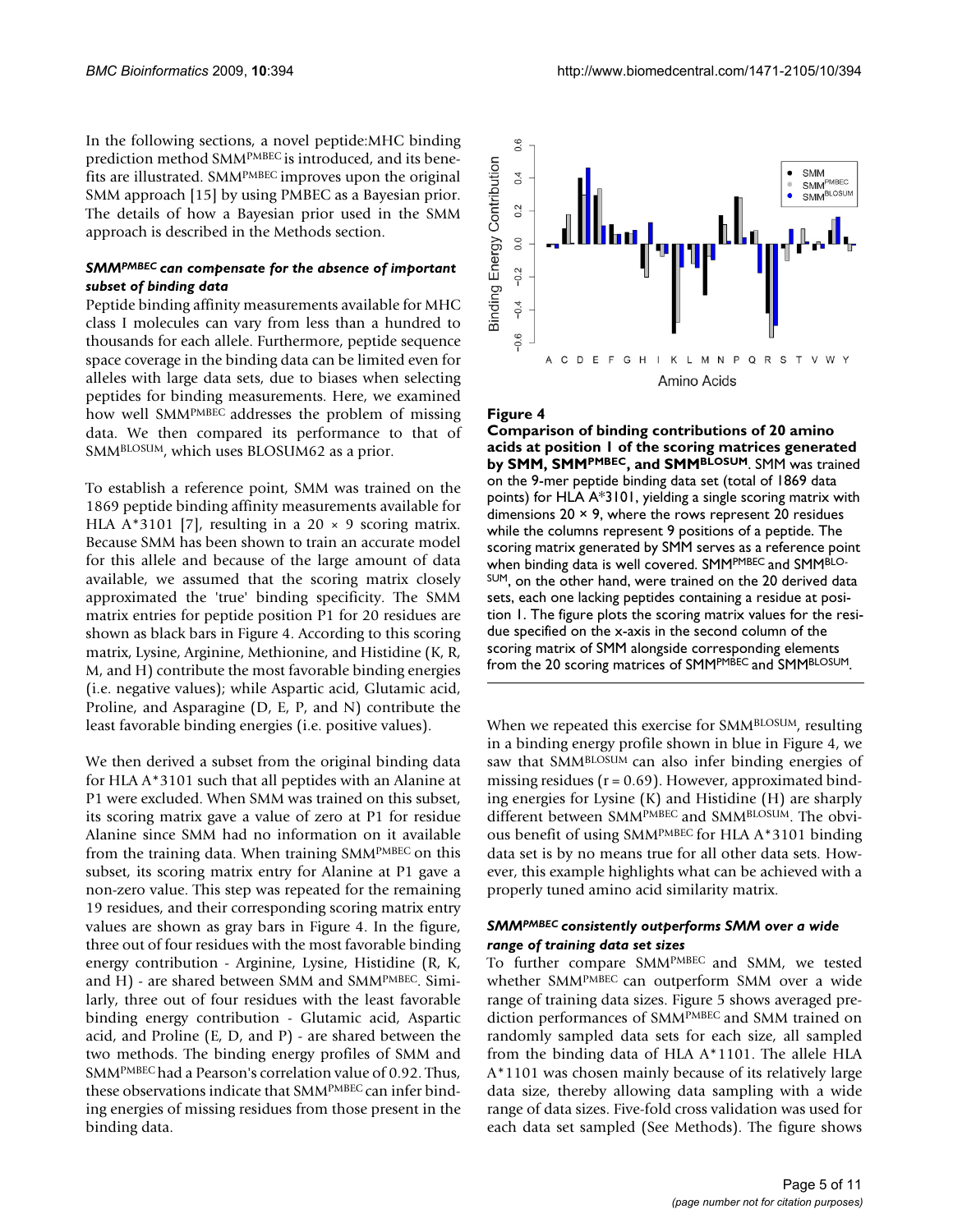In the following sections, a novel peptide:MHC binding prediction method SMM[PMBEC] is introduced, and its benefits are illustrated. SMM[PMBEC] improves upon the original SMM approach [15] by using PMBEC as a Bayesian prior. The details of how a Bayesian prior used in the SMM approach is described in the Methods section.

### *SMM[PMBEC] can compensate for the absence of important subset of binding data*

Peptide binding affinity measurements available for MHC class I molecules can vary from less than a hundred to thousands for each allele. Furthermore, peptide sequence space coverage in the binding data can be limited even for alleles with large data sets, due to biases when selecting peptides for binding measurements. Here, we examined how well SMM[PMBEC] addresses the problem of missing data. We then compared its performance to that of SMM[BLOSUM], which uses BLOSUM62 as a prior.

To establish a reference point, SMM was trained on the 1869 peptide binding affinity measurements available for HLA A*3101 [7], resulting in a $20 \times 9$ scoring matrix. Because SMM has been shown to train an accurate model for this allele and because of the large amount of data available, we assumed that the scoring matrix closely approximated the 'true' binding specificity. The SMM matrix entries for peptide position P1 for 20 residues are shown as black bars in Figure 4. According to this scoring matrix, Lysine, Arginine, Methionine, and Histidine (K, R, M, and H) contribute the most favorable binding energies (i.e. negative values); while Aspartic acid, Glutamic acid, Proline, and Asparagine (D, E, P, and N) contribute the least favorable binding energies (i.e. positive values).

We then derived a subset from the original binding data for HLA A*3101 such that all peptides with an Alanine at P1 were excluded. When SMM was trained on this subset, its scoring matrix gave a value of zero at P1 for residue Alanine since SMM had no information on it available from the training data. When training SMM[PMBEC] on this subset, its scoring matrix entry for Alanine at P1 gave a non-zero value. This step was repeated for the remaining 19 residues, and their corresponding scoring matrix entry values are shown as gray bars in Figure 4. In the figure, three out of four residues with the most favorable binding energy contribution - Arginine, Lysine, Histidine (R, K, and H) - are shared between SMM and SMM[PMBEC]. Similarly, three out of four residues with the least favorable binding energy contribution - Glutamic acid, Aspartic acid, and Proline (E, D, and P) - are shared between the two methods. The binding energy profiles of SMM and SMM[PMBEC] had a Pearson's correlation value of 0.92. Thus, these observations indicate that SMM[PMBEC] can infer binding energies of missing residues from those present in the binding data.

**Figure 4**

**Comparison of binding contributions of 20 amino acids at position 1 of the scoring matrices generated by SMM, SMM[PMBEC], and SMM[BLOSUM]**. SMM was trained on the 9-mer peptide binding data set (total of 1869 data points) for HLA A*3101, yielding a single scoring matrix with dimensions $20 \times 9$, where the rows represent 20 residues while the columns represent 9 positions of a peptide. The scoring matrix generated by SMM serves as a reference point when binding data is well covered. SMM[PMBEC] and SMM[BLOSUM], on the other hand, were trained on the 20 derived data sets, each one lacking peptides containing a residue at position 1. The figure plots the scoring matrix values for the residue specified on the x-axis in the second column of the scoring matrix of SMM alongside corresponding elements from the 20 scoring matrices of SMM[PMBEC] and SMM[BLOSUM].

When we repeated this exercise for SMM[BLOSUM], resulting in a binding energy profile shown in blue in Figure 4, we saw that SMM[BLOSUM] can also infer binding energies of missing residues ($r = 0.69$). However, approximated binding energies for Lysine (K) and Histidine (H) are sharply different between SMM[PMBEC] and SMM[BLOSUM]. The obvious benefit of using SMM[PMBEC] for HLA A*3101 binding data set is by no means true for all other data sets. However, this example highlights what can be achieved with a properly tuned amino acid similarity matrix.

### *SMM[PMBEC] consistently outperforms SMM over a wide range of training data set sizes*

To further compare SMM[PMBEC] and SMM, we tested whether SMM[PMBEC] can outperform SMM over a wide range of training data sizes. Figure 5 shows averaged prediction performances of SMM[PMBEC] and SMM trained on randomly sampled data sets for each size, all sampled from the binding data of HLA A*1101. The allele HLA A*1101 was chosen mainly because of its relatively large data size, thereby allowing data sampling with a wide range of data sizes. Five-fold cross validation was used for each data set sampled (See Methods). The figure shows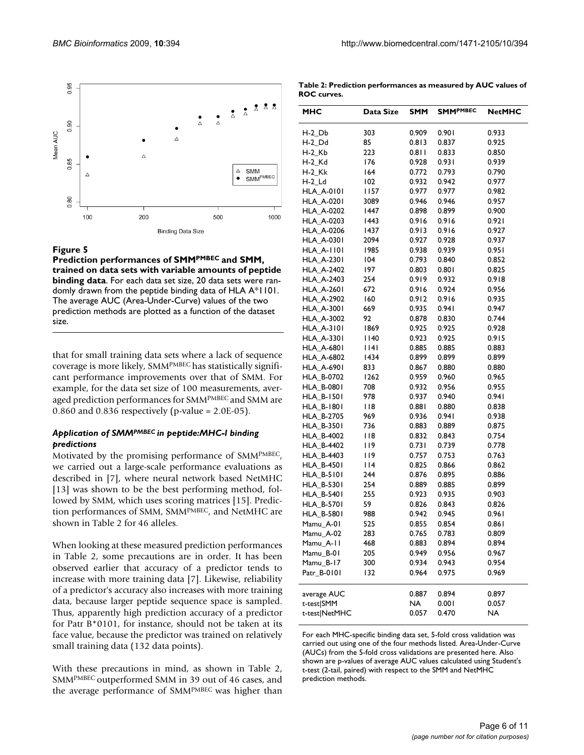**Figure 5**

**Prediction performances of SMM$^{PMBEC}$ and SMM, trained on data sets with variable amounts of peptide binding data**. For each data set size, 20 data sets were randomly drawn from the peptide binding data of HLA A*1101. The average AUC (Area-Under-Curve) values of the two prediction methods are plotted as a function of the dataset size.

that for small training data sets where a lack of sequence coverage is more likely, SMM$^{PMBEC}$ has statistically significant performance improvements over that of SMM. For example, for the data set size of 100 measurements, averaged prediction performances for SMM$^{PMBEC}$ and SMM are 0.860 and 0.836 respectively (p-value = 2.0E-05).

### *Application of SMM$^{PMBEC}$ in peptide:MHC-I binding predictions*

Motivated by the promising performance of SMM$^{PMBEC}$, we carried out a large-scale performance evaluations as described in [7], where neural network based NetMHC [13] was shown to be the best performing method, followed by SMM, which uses scoring matrices [15]. Prediction performances of SMM, SMM$^{PMBEC}$, and NetMHC are shown in Table 2 for 46 alleles.

When looking at these measured prediction performances in Table 2, some precautions are in order. It has been observed earlier that accuracy of a predictor tends to increase with more training data [7]. Likewise, reliability of a predictor's accuracy also increases with more training data, because larger peptide sequence space is sampled. Thus, apparently high prediction accuracy of a predictor for Patr B*0101, for instance, should not be taken at its face value, because the predictor was trained on relatively small training data (132 data points).

With these precautions in mind, as shown in Table 2, SMM$^{PMBEC}$ outperformed SMM in 39 out of 46 cases, and the average performance of SMM$^{PMBEC}$ was higher than

**Table 2: Prediction performances as measured by AUC values of ROC curves.**

| MHC | Data Size | SMM | SMM$^{PMBEC}$ | NetMHC |
|---|---|---|---|---|
| H-2_Db | 303 | 0.909 | 0.901 | 0.933 |
| H-2_Dd | 85 | 0.813 | 0.837 | 0.925 |
| H-2_Kb | 223 | 0.811 | 0.833 | 0.850 |
| H-2_Kd | 176 | 0.928 | 0.931 | 0.939 |
| H-2_Kk | 164 | 0.772 | 0.793 | 0.790 |
| H-2_Ld | 102 | 0.932 | 0.942 | 0.977 |
| HLA_A-0101 | 1157 | 0.977 | 0.977 | 0.982 |
| HLA_A-0201 | 3089 | 0.946 | 0.946 | 0.957 |
| HLA_A-0202 | 1447 | 0.898 | 0.899 | 0.900 |
| HLA_A-0203 | 1443 | 0.916 | 0.916 | 0.921 |
| HLA_A-0206 | 1437 | 0.913 | 0.916 | 0.927 |
| HLA_A-0301 | 2094 | 0.927 | 0.928 | 0.937 |
| HLA_A-1101 | 1985 | 0.938 | 0.939 | 0.951 |
| HLA_A-2301 | 104 | 0.793 | 0.840 | 0.852 |
| HLA_A-2402 | 197 | 0.803 | 0.801 | 0.825 |
| HLA_A-2403 | 254 | 0.919 | 0.932 | 0.918 |
| HLA_A-2601 | 672 | 0.916 | 0.924 | 0.956 |
| HLA_A-2902 | 160 | 0.912 | 0.916 | 0.935 |
| HLA_A-3001 | 669 | 0.935 | 0.941 | 0.947 |
| HLA_A-3002 | 92 | 0.878 | 0.830 | 0.744 |
| HLA_A-3101 | 1869 | 0.925 | 0.925 | 0.928 |
| HLA_A-3301 | 1140 | 0.923 | 0.925 | 0.915 |
| HLA_A-6801 | 1141 | 0.885 | 0.885 | 0.883 |
| HLA_A-6802 | 1434 | 0.899 | 0.899 | 0.899 |
| HLA_A-6901 | 833 | 0.867 | 0.880 | 0.880 |
| HLA_B-0702 | 1262 | 0.959 | 0.960 | 0.965 |
| HLA_B-0801 | 708 | 0.932 | 0.956 | 0.955 |
| HLA_B-1501 | 978 | 0.937 | 0.940 | 0.941 |
| HLA_B-1801 | 118 | 0.881 | 0.880 | 0.838 |
| HLA_B-2705 | 969 | 0.936 | 0.941 | 0.938 |
| HLA_B-3501 | 736 | 0.883 | 0.889 | 0.875 |
| HLA_B-4002 | 118 | 0.832 | 0.843 | 0.754 |
| HLA_B-4402 | 119 | 0.731 | 0.739 | 0.778 |
| HLA_B-4403 | 119 | 0.757 | 0.753 | 0.763 |
| HLA_B-4501 | 114 | 0.825 | 0.866 | 0.862 |
| HLA_B-5101 | 244 | 0.876 | 0.895 | 0.886 |
| HLA_B-5301 | 254 | 0.889 | 0.885 | 0.899 |
| HLA_B-5401 | 255 | 0.923 | 0.935 | 0.903 |
| HLA_B-5701 | 59 | 0.826 | 0.843 | 0.826 |
| HLA_B-5801 | 988 | 0.942 | 0.945 | 0.961 |
| Mamu_A-01 | 525 | 0.855 | 0.854 | 0.861 |
| Mamu_A-02 | 283 | 0.765 | 0.783 | 0.809 |
| Mamu_A-11 | 468 | 0.883 | 0.894 | 0.894 |
| Mamu_B-01 | 205 | 0.949 | 0.956 | 0.967 |
| Mamu_B-17 | 300 | 0.934 | 0.943 | 0.954 |
| Patr_B-0101 | 132 | 0.964 | 0.975 | 0.969 |
| average AUC | | 0.887 | 0.894 | 0.897 |
| t-test\|SMM | | NA | 0.001 | 0.057 |
| t-test\|NetMHC | | 0.057 | 0.470 | NA |

For each MHC-specific binding data set, 5-fold cross validation was carried out using one of the four methods listed. Area-Under-Curve (AUCs) from the 5-fold cross validations are presented here. Also shown are p-values of average AUC values calculated using Student's t-test (2-tail, paired) with respect to the SMM and NetMHC prediction methods.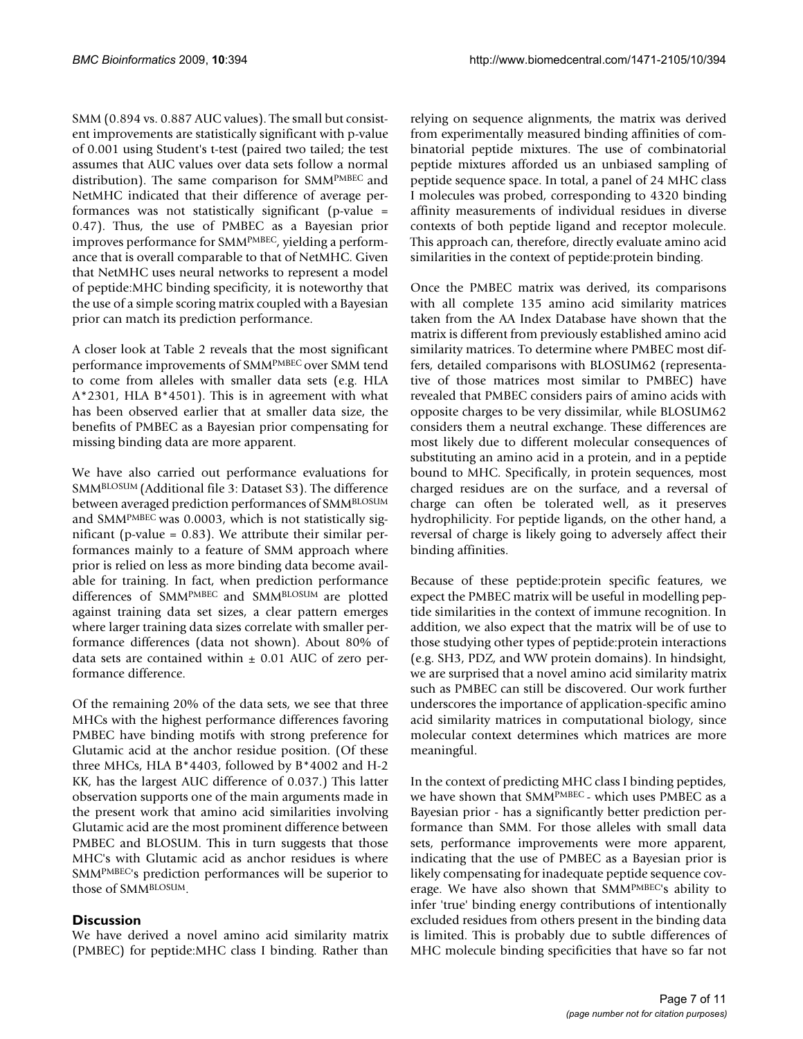SMM (0.894 vs. 0.887 AUC values). The small but consistent improvements are statistically significant with p-value of 0.001 using Student's t-test (paired two tailed; the test assumes that AUC values over data sets follow a normal distribution). The same comparison for SMM$^{PMBEC}$ and NetMHC indicated that their difference of average performances was not statistically significant (p-value = 0.47). Thus, the use of PMBEC as a Bayesian prior improves performance for SMM$^{PMBEC}$, yielding a performance that is overall comparable to that of NetMHC. Given that NetMHC uses neural networks to represent a model of peptide:MHC binding specificity, it is noteworthy that the use of a simple scoring matrix coupled with a Bayesian prior can match its prediction performance.

A closer look at Table 2 reveals that the most significant performance improvements of SMM$^{PMBEC}$ over SMM tend to come from alleles with smaller data sets (e.g. HLA A*2301, HLA B*4501). This is in agreement with what has been observed earlier that at smaller data size, the benefits of PMBEC as a Bayesian prior compensating for missing binding data are more apparent.

We have also carried out performance evaluations for SMM$^{BLOSUM}$ (Additional file 3: Dataset S3). The difference between averaged prediction performances of SMM$^{BLOSUM}$ and SMM$^{PMBEC}$ was 0.0003, which is not statistically significant (p-value = 0.83). We attribute their similar performances mainly to a feature of SMM approach where prior is relied on less as more binding data become available for training. In fact, when prediction performance differences of SMM$^{PMBEC}$ and SMM$^{BLOSUM}$ are plotted against training data set sizes, a clear pattern emerges where larger training data sizes correlate with smaller performance differences (data not shown). About 80% of data sets are contained within ± 0.01 AUC of zero performance difference.

Of the remaining 20% of the data sets, we see that three MHCs with the highest performance differences favoring PMBEC have binding motifs with strong preference for Glutamic acid at the anchor residue position. (Of these three MHCs, HLA B*4403, followed by B*4002 and H-2 KK, has the largest AUC difference of 0.037.) This latter observation supports one of the main arguments made in the present work that amino acid similarities involving Glutamic acid are the most prominent difference between PMBEC and BLOSUM. This in turn suggests that those MHC's with Glutamic acid as anchor residues is where SMM$^{PMBEC}$'s prediction performances will be superior to those of SMM$^{BLOSUM}$.

## Discussion

We have derived a novel amino acid similarity matrix (PMBEC) for peptide:MHC class I binding. Rather than relying on sequence alignments, the matrix was derived from experimentally measured binding affinities of combinatorial peptide mixtures. The use of combinatorial peptide mixtures afforded us an unbiased sampling of peptide sequence space. In total, a panel of 24 MHC class I molecules was probed, corresponding to 4320 binding affinity measurements of individual residues in diverse contexts of both peptide ligand and receptor molecule. This approach can, therefore, directly evaluate amino acid similarities in the context of peptide:protein binding.

Once the PMBEC matrix was derived, its comparisons with all complete 135 amino acid similarity matrices taken from the AA Index Database have shown that the matrix is different from previously established amino acid similarity matrices. To determine where PMBEC most differs, detailed comparisons with BLOSUM62 (representative of those matrices most similar to PMBEC) have revealed that PMBEC considers pairs of amino acids with opposite charges to be very dissimilar, while BLOSUM62 considers them a neutral exchange. These differences are most likely due to different molecular consequences of substituting an amino acid in a protein, and in a peptide bound to MHC. Specifically, in protein sequences, most charged residues are on the surface, and a reversal of charge can often be tolerated well, as it preserves hydrophilicity. For peptide ligands, on the other hand, a reversal of charge is likely going to adversely affect their binding affinities.

Because of these peptide:protein specific features, we expect the PMBEC matrix will be useful in modelling peptide similarities in the context of immune recognition. In addition, we also expect that the matrix will be of use to those studying other types of peptide:protein interactions (e.g. SH3, PDZ, and WW protein domains). In hindsight, we are surprised that a novel amino acid similarity matrix such as PMBEC can still be discovered. Our work further underscores the importance of application-specific amino acid similarity matrices in computational biology, since molecular context determines which matrices are more meaningful.

In the context of predicting MHC class I binding peptides, we have shown that SMM$^{PMBEC}$ - which uses PMBEC as a Bayesian prior - has a significantly better prediction performance than SMM. For those alleles with small data sets, performance improvements were more apparent, indicating that the use of PMBEC as a Bayesian prior is likely compensating for inadequate peptide sequence coverage. We have also shown that SMM$^{PMBEC}$'s ability to infer 'true' binding energy contributions of intentionally excluded residues from others present in the binding data is limited. This is probably due to subtle differences of MHC molecule binding specificities that have so far not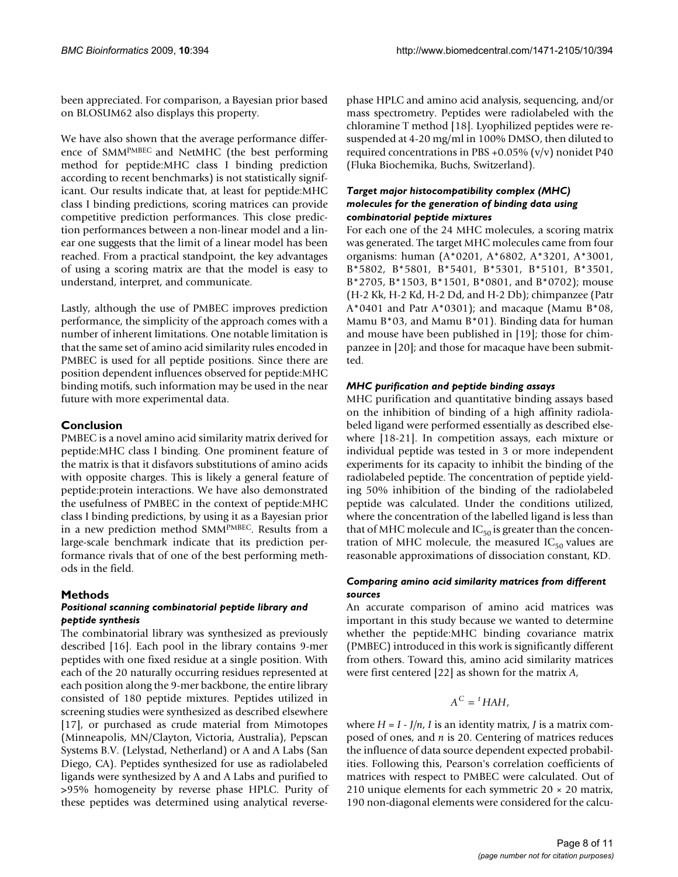been appreciated. For comparison, a Bayesian prior based on BLOSUM62 also displays this property.

We have also shown that the average performance difference of SMM$^{PMBEC}$ and NetMHC (the best performing method for peptide:MHC class I binding prediction according to recent benchmarks) is not statistically significant. Our results indicate that, at least for peptide:MHC class I binding predictions, scoring matrices can provide competitive prediction performances. This close prediction performances between a non-linear model and a linear one suggests that the limit of a linear model has been reached. From a practical standpoint, the key advantages of using a scoring matrix are that the model is easy to understand, interpret, and communicate.

Lastly, although the use of PMBEC improves prediction performance, the simplicity of the approach comes with a number of inherent limitations. One notable limitation is that the same set of amino acid similarity rules encoded in PMBEC is used for all peptide positions. Since there are position dependent influences observed for peptide:MHC binding motifs, such information may be used in the near future with more experimental data.

## Conclusion

PMBEC is a novel amino acid similarity matrix derived for peptide:MHC class I binding. One prominent feature of the matrix is that it disfavors substitutions of amino acids with opposite charges. This is likely a general feature of peptide:protein interactions. We have also demonstrated the usefulness of PMBEC in the context of peptide:MHC class I binding predictions, by using it as a Bayesian prior in a new prediction method SMM$^{PMBEC}$. Results from a large-scale benchmark indicate that its prediction performance rivals that of one of the best performing methods in the field.

## Methods

### *Positional scanning combinatorial peptide library and peptide synthesis*

The combinatorial library was synthesized as previously described [16]. Each pool in the library contains 9-mer peptides with one fixed residue at a single position. With each of the 20 naturally occurring residues represented at each position along the 9-mer backbone, the entire library consisted of 180 peptide mixtures. Peptides utilized in screening studies were synthesized as described elsewhere [17], or purchased as crude material from Mimotopes (Minneapolis, MN/Clayton, Victoria, Australia), Pepscan Systems B.V. (Lelystad, Netherland) or A and A Labs (San Diego, CA). Peptides synthesized for use as radiolabeled ligands were synthesized by A and A Labs and purified to >95% homogeneity by reverse phase HPLC. Purity of these peptides was determined using analytical reverse-phase HPLC and amino acid analysis, sequencing, and/or mass spectrometry. Peptides were radiolabeled with the chloramine T method [18]. Lyophilized peptides were re-suspended at 4-20 mg/ml in 100% DMSO, then diluted to required concentrations in PBS +0.05% (v/v) nonidet P40 (Fluka Biochemika, Buchs, Switzerland).

### *Target major histocompatibility complex (MHC) molecules for the generation of binding data using combinatorial peptide mixtures*

For each one of the 24 MHC molecules, a scoring matrix was generated. The target MHC molecules came from four organisms: human (A*0201, A*6802, A*3201, A*3001, B*5802, B*5801, B*5401, B*5301, B*5101, B*3501, B*2705, B*1503, B*1501, B*0801, and B*0702); mouse (H-2 Kk, H-2 Kd, H-2 Dd, and H-2 Db); chimpanzee (Patr A*0401 and Patr A*0301); and macaque (Mamu B*08, Mamu B*03, and Mamu B*01). Binding data for human and mouse have been published in [19]; those for chimpanzee in [20]; and those for macaque have been submitted.

### *MHC purification and peptide binding assays*

MHC purification and quantitative binding assays based on the inhibition of binding of a high affinity radiolabeled ligand were performed essentially as described elsewhere [18-21]. In competition assays, each mixture or individual peptide was tested in 3 or more independent experiments for its capacity to inhibit the binding of the radiolabeled peptide. The concentration of peptide yielding 50% inhibition of the binding of the radiolabeled peptide was calculated. Under the conditions utilized, where the concentration of the labelled ligand is less than that of MHC molecule and $IC_{50}$ is greater than the concentration of MHC molecule, the measured $IC_{50}$ values are reasonable approximations of dissociation constant, KD.

### *Comparing amino acid similarity matrices from different sources*

An accurate comparison of amino acid matrices was important in this study because we wanted to determine whether the peptide:MHC binding covariance matrix (PMBEC) introduced in this work is significantly different from others. Toward this, amino acid similarity matrices were first centered [22] as shown for the matrix $A$,

$$A^C = {}^tHAH,$$

where $H = I - J/n$, $I$ is an identity matrix, $J$ is a matrix composed of ones, and $n$ is 20. Centering of matrices reduces the influence of data source dependent expected probabilities. Following this, Pearson's correlation coefficients of matrices with respect to PMBEC were calculated. Out of 210 unique elements for each symmetric 20 × 20 matrix, 190 non-diagonal elements were considered for the calcu-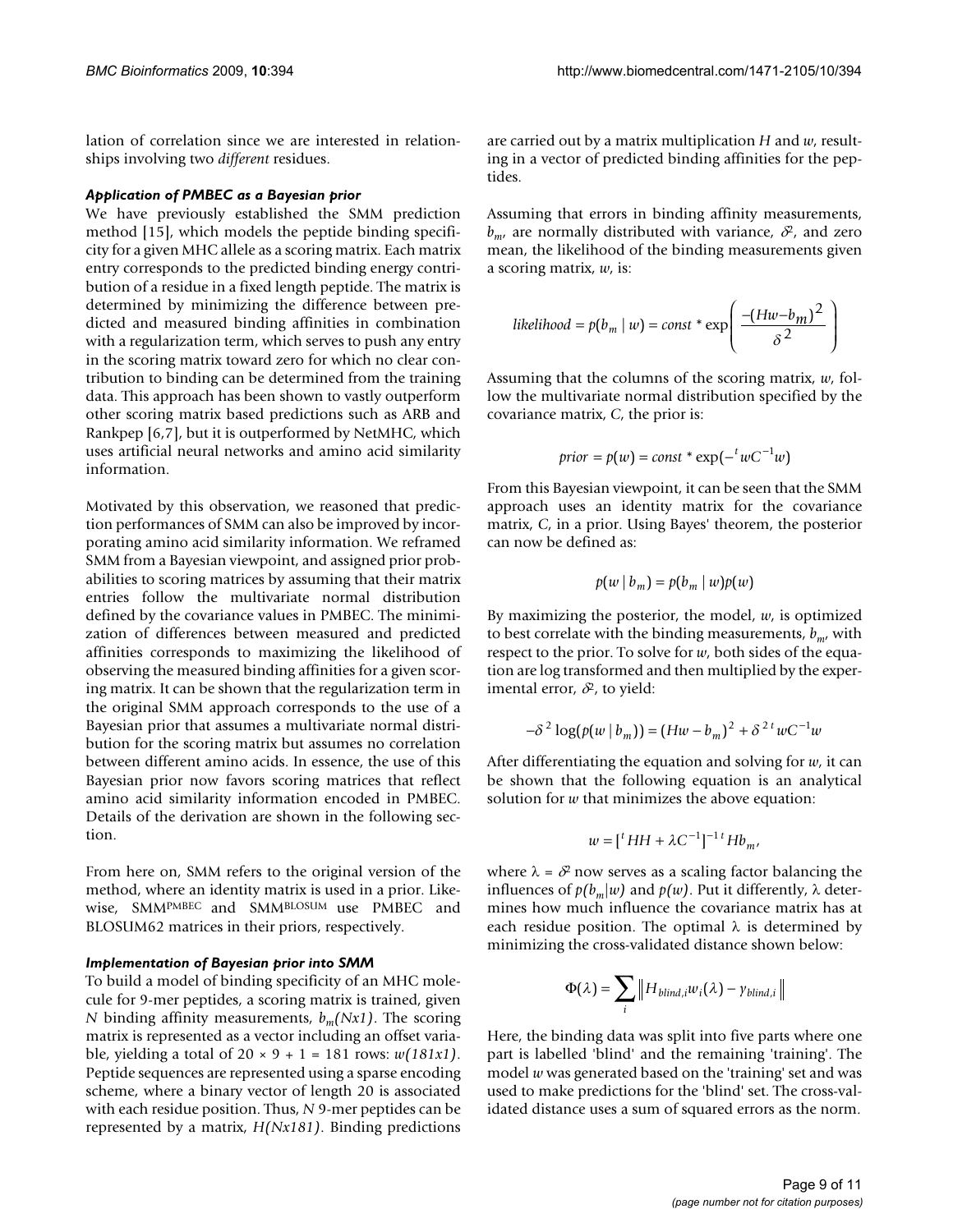lation of correlation since we are interested in relationships involving two *different* residues.

### *Application of PMBEC as a Bayesian prior*

We have previously established the SMM prediction method [15], which models the peptide binding specificity for a given MHC allele as a scoring matrix. Each matrix entry corresponds to the predicted binding energy contribution of a residue in a fixed length peptide. The matrix is determined by minimizing the difference between predicted and measured binding affinities in combination with a regularization term, which serves to push any entry in the scoring matrix toward zero for which no clear contribution to binding can be determined from the training data. This approach has been shown to vastly outperform other scoring matrix based predictions such as ARB and Rankpep [6,7], but it is outperformed by NetMHC, which uses artificial neural networks and amino acid similarity information.

Motivated by this observation, we reasoned that prediction performances of SMM can also be improved by incorporating amino acid similarity information. We reframed SMM from a Bayesian viewpoint, and assigned prior probabilities to scoring matrices by assuming that their matrix entries follow the multivariate normal distribution defined by the covariance values in PMBEC. The minimization of differences between measured and predicted affinities corresponds to maximizing the likelihood of observing the measured binding affinities for a given scoring matrix. It can be shown that the regularization term in the original SMM approach corresponds to the use of a Bayesian prior that assumes a multivariate normal distribution for the scoring matrix but assumes no correlation between different amino acids. In essence, the use of this Bayesian prior now favors scoring matrices that reflect amino acid similarity information encoded in PMBEC. Details of the derivation are shown in the following section.

From here on, SMM refers to the original version of the method, where an identity matrix is used in a prior. Likewise, $SMM^{PMBEC}$ and $SMM^{BLOSUM}$ use PMBEC and BLOSUM62 matrices in their priors, respectively.

### *Implementation of Bayesian prior into SMM*

To build a model of binding specificity of an MHC molecule for 9-mer peptides, a scoring matrix is trained, given $N$ binding affinity measurements, $b_m(Nx1)$. The scoring matrix is represented as a vector including an offset variable, yielding a total of $20 \times 9 + 1 = 181$ rows: $w(181x1)$. Peptide sequences are represented using a sparse encoding scheme, where a binary vector of length 20 is associated with each residue position. Thus, $N$ 9-mer peptides can be represented by a matrix, $H(Nx181)$. Binding predictions are carried out by a matrix multiplication $H$ and $w$, resulting in a vector of predicted binding affinities for the peptides.

Assuming that errors in binding affinity measurements, $b_m$, are normally distributed with variance, $\delta^2$, and zero mean, the likelihood of the binding measurements given a scoring matrix, $w$, is:

$$likelihood = p(b_m \mid w) = const * \exp\left(\frac{-(Hw - b_m)^2}{\delta^2}\right)$$

Assuming that the columns of the scoring matrix, $w$, follow the multivariate normal distribution specified by the covariance matrix, $C$, the prior is:

$$prior = p(w) = const * \exp(-{}^t wC^{-1}w)$$

From this Bayesian viewpoint, it can be seen that the SMM approach uses an identity matrix for the covariance matrix, $C$, in a prior. Using Bayes' theorem, the posterior can now be defined as:

$$p(w \mid b_m) = p(b_m \mid w)p(w)$$

By maximizing the posterior, the model, $w$, is optimized to best correlate with the binding measurements, $b_m$, with respect to the prior. To solve for $w$, both sides of the equation are log transformed and then multiplied by the experimental error, $\delta^2$, to yield:

$$-\delta^2 \log(p(w \mid b_m)) = (Hw - b_m)^2 + \delta^2 \, {}^t wC^{-1}w$$

After differentiating the equation and solving for $w$, it can be shown that the following equation is an analytical solution for $w$ that minimizes the above equation:

$$w = [{}^t HH + \lambda C^{-1}]^{-1} \, {}^t Hb_m,$$

where $\lambda = \delta^2$ now serves as a scaling factor balancing the influences of $p(b_m|w)$ and $p(w)$. Put it differently, $\lambda$ determines how much influence the covariance matrix has at each residue position. The optimal $\lambda$ is determined by minimizing the cross-validated distance shown below:

$$\Phi(\lambda) = \sum_i \left\| H_{blind,i} w_i(\lambda) - y_{blind,i} \right\|$$

Here, the binding data was split into five parts where one part is labelled 'blind' and the remaining 'training'. The model $w$ was generated based on the 'training' set and was used to make predictions for the 'blind' set. The cross-validated distance uses a sum of squared errors as the norm.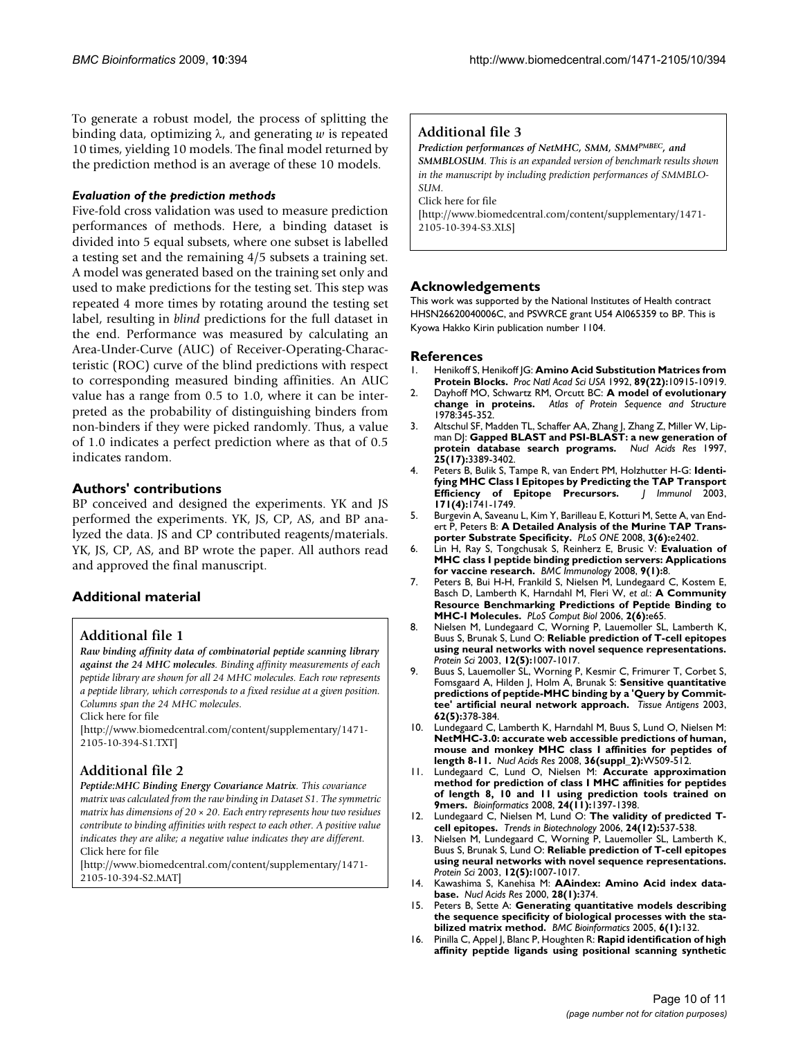To generate a robust model, the process of splitting the binding data, optimizing $\lambda$, and generating $w$ is repeated 10 times, yielding 10 models. The final model returned by the prediction method is an average of these 10 models.

### *Evaluation of the prediction methods*

Five-fold cross validation was used to measure prediction performances of methods. Here, a binding dataset is divided into 5 equal subsets, where one subset is labelled a testing set and the remaining 4/5 subsets a training set. A model was generated based on the training set only and used to make predictions for the testing set. This step was repeated 4 more times by rotating around the testing set label, resulting in *blind* predictions for the full dataset in the end. Performance was measured by calculating an Area-Under-Curve (AUC) of Receiver-Operating-Characteristic (ROC) curve of the blind predictions with respect to corresponding measured binding affinities. An AUC value has a range from 0.5 to 1.0, where it can be interpreted as the probability of distinguishing binders from non-binders if they were picked randomly. Thus, a value of 1.0 indicates a perfect prediction where as that of 0.5 indicates random.

## Authors' contributions

BP conceived and designed the experiments. YK and JS performed the experiments. YK, JS, CP, AS, and BP analyzed the data. JS and CP contributed reagents/materials. YK, JS, CP, AS, and BP wrote the paper. All authors read and approved the final manuscript.

## Additional material

### Additional file 1

***Raw binding affinity data of combinatorial peptide scanning library against the 24 MHC molecules****. Binding affinity measurements of each peptide library are shown for all 24 MHC molecules. Each row represents a peptide library, which corresponds to a fixed residue at a given position. Columns span the 24 MHC molecules.*

Click here for file

[http://www.biomedcentral.com/content/supplementary/1471-2105-10-394-S1.TXT]

### Additional file 2

***Peptide:MHC Binding Energy Covariance Matrix****. This covariance matrix was calculated from the raw binding in Dataset S1. The symmetric matrix has dimensions of 20 × 20. Each entry represents how two residues contribute to binding affinities with respect to each other. A positive value indicates they are alike; a negative value indicates they are different.*

Click here for file

[http://www.biomedcentral.com/content/supplementary/1471-2105-10-394-S2.MAT]

### Additional file 3

***Prediction performances of NetMHC, SMM, SMM$^{PMBEC}$, and SMMBLOSUM****. This is an expanded version of benchmark results shown in the manuscript by including prediction performances of SMMBLOSUM.*

Click here for file

[http://www.biomedcentral.com/content/supplementary/1471-2105-10-394-S3.XLS]

## Acknowledgements

This work was supported by the National Institutes of Health contract HHSN26620040006C, and PSWRCE grant U54 AI065359 to BP. This is Kyowa Hakko Kirin publication number 1104.

## References

1. Henikoff S, Henikoff JG: **Amino Acid Substitution Matrices from Protein Blocks.** *Proc Natl Acad Sci USA* 1992, **89(22):**10915-10919.
2. Dayhoff MO, Schwartz RM, Orcutt BC: **A model of evolutionary change in proteins.** *Atlas of Protein Sequence and Structure* 1978:345-352.
3. Altschul SF, Madden TL, Schaffer AA, Zhang J, Zhang Z, Miller W, Lipman DJ: **Gapped BLAST and PSI-BLAST: a new generation of protein database search programs.** *Nucl Acids Res* 1997, **25(17):**3389-3402.
4. Peters B, Bulik S, Tampe R, van Endert PM, Holzhutter H-G: **Identifying MHC Class I Epitopes by Predicting the TAP Transport Efficiency of Epitope Precursors.** *J Immunol* 2003, **171(4):**1741-1749.
5. Burgevin A, Saveanu L, Kim Y, Barilleau E, Kotturi M, Sette A, van Endert P, Peters B: **A Detailed Analysis of the Murine TAP Transporter Substrate Specificity.** *PLoS ONE* 2008, **3(6):**e2402.
6. Lin H, Ray S, Tongchusak S, Reinherz E, Brusic V: **Evaluation of MHC class I peptide binding prediction servers: Applications for vaccine research.** *BMC Immunology* 2008, **9(1):**8.
7. Peters B, Bui H-H, Frankild S, Nielsen M, Lundegaard C, Kostem E, Basch D, Lamberth K, Harndahl M, Fleri W, *et al.*: **A Community Resource Benchmarking Predictions of Peptide Binding to MHC-I Molecules.** *PLoS Comput Biol* 2006, **2(6):**e65.
8. Nielsen M, Lundegaard C, Worning P, Lauemoller SL, Lamberth K, Buus S, Brunak S, Lund O: **Reliable prediction of T-cell epitopes using neural networks with novel sequence representations.** *Protein Sci* 2003, **12(5):**1007-1017.
9. Buus S, Lauemoller SL, Worning P, Kesmir C, Frimurer T, Corbet S, Fomsgaard A, Hilden J, Holm A, Brunak S: **Sensitive quantitative predictions of peptide-MHC binding by a 'Query by Committee' artificial neural network approach.** *Tissue Antigens* 2003, **62(5):**378-384.
10. Lundegaard C, Lamberth K, Harndahl M, Buus S, Lund O, Nielsen M: **NetMHC-3.0: accurate web accessible predictions of human, mouse and monkey MHC class I affinities for peptides of length 8-11.** *Nucl Acids Res* 2008, **36(suppl_2):**W509-512.
11. Lundegaard C, Lund O, Nielsen M: **Accurate approximation method for prediction of class I MHC affinities for peptides of length 8, 10 and 11 using prediction tools trained on 9mers.** *Bioinformatics* 2008, **24(11):**1397-1398.
12. Lundegaard C, Nielsen M, Lund O: **The validity of predicted T-cell epitopes.** *Trends in Biotechnology* 2006, **24(12):**537-538.
13. Nielsen M, Lundegaard C, Worning P, Lauemoller SL, Lamberth K, Buus S, Brunak S, Lund O: **Reliable prediction of T-cell epitopes using neural networks with novel sequence representations.** *Protein Sci* 2003, **12(5):**1007-1017.
14. Kawashima S, Kanehisa M: **AAindex: Amino Acid index database.** *Nucl Acids Res* 2000, **28(1):**374.
15. Peters B, Sette A: **Generating quantitative models describing the sequence specificity of biological processes with the stabilized matrix method.** *BMC Bioinformatics* 2005, **6(1):**132.
16. Pinilla C, Appel J, Blanc P, Houghten R: **Rapid identification of high affinity peptide ligands using positional scanning synthetic**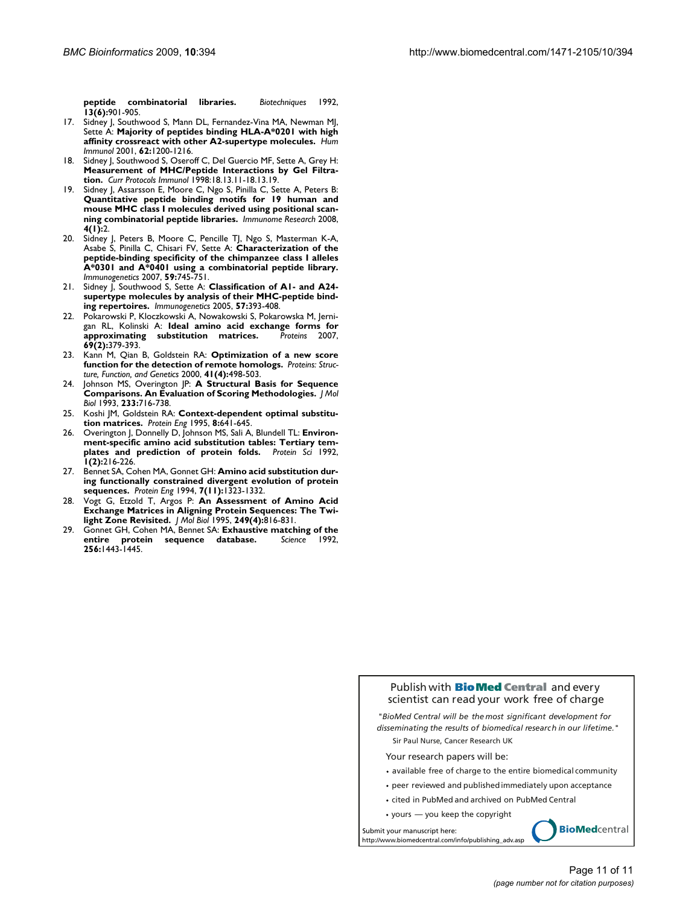peptide combinatorial libraries. *Biotechniques* 1992, **13(6):**901-905.

17. Sidney J, Southwood S, Mann DL, Fernandez-Vina MA, Newman MJ, Sette A: **Majority of peptides binding HLA-A*0201 with high affinity crossreact with other A2-supertype molecules.** *Hum Immunol* 2001, **62:**1200-1216.
18. Sidney J, Southwood S, Oseroff C, Del Guercio MF, Sette A, Grey H: **Measurement of MHC/Peptide Interactions by Gel Filtration.** *Curr Protocols Immunol* 1998:18.13.11-18.13.19.
19. Sidney J, Assarsson E, Moore C, Ngo S, Pinilla C, Sette A, Peters B: **Quantitative peptide binding motifs for 19 human and mouse MHC class I molecules derived using positional scanning combinatorial peptide libraries.** *Immunome Research* 2008, **4(1):**2.
20. Sidney J, Peters B, Moore C, Pencille TJ, Ngo S, Masterman K-A, Asabe S, Pinilla C, Chisari FV, Sette A: **Characterization of the peptide-binding specificity of the chimpanzee class I alleles A*0301 and A*0401 using a combinatorial peptide library.** *Immunogenetics* 2007, **59:**745-751.
21. Sidney J, Southwood S, Sette A: **Classification of A1- and A24-supertype molecules by analysis of their MHC-peptide binding repertoires.** *Immunogenetics* 2005, **57:**393-408.
22. Pokarowski P, Kloczkowski A, Nowakowski S, Pokarowska M, Jernigan RL, Kolinski A: **Ideal amino acid exchange forms for approximating substitution matrices.** *Proteins* 2007, **69(2):**379-393.
23. Kann M, Qian B, Goldstein RA: **Optimization of a new score function for the detection of remote homologs.** *Proteins: Structure, Function, and Genetics* 2000, **41(4):**498-503.
24. Johnson MS, Overington JP: **A Structural Basis for Sequence Comparisons. An Evaluation of Scoring Methodologies.** *J Mol Biol* 1993, **233:**716-738.
25. Koshi JM, Goldstein RA: **Context-dependent optimal substitution matrices.** *Protein Eng* 1995, **8:**641-645.
26. Overington J, Donnelly D, Johnson MS, Sali A, Blundell TL: **Environment-specific amino acid substitution tables: Tertiary templates and prediction of protein folds.** *Protein Sci* 1992, **1(2):**216-226.
27. Bennet SA, Cohen MA, Gonnet GH: **Amino acid substitution during functionally constrained divergent evolution of protein sequences.** *Protein Eng* 1994, **7(11):**1323-1332.
28. Vogt G, Etzold T, Argos P: **An Assessment of Amino Acid Exchange Matrices in Aligning Protein Sequences: The Twilight Zone Revisited.** *J Mol Biol* 1995, **249(4):**816-831.
29. Gonnet GH, Cohen MA, Bennet SA: **Exhaustive matching of the entire protein sequence database.** *Science* 1992, **256:**1443-1445.

Publish with **BioMed Central** and every scientist can read your work free of charge

*"BioMed Central will be the most significant development for disseminating the results of biomedical research in our lifetime."*

Sir Paul Nurse, Cancer Research UK

Your research papers will be:

- available free of charge to the entire biomedical community
- peer reviewed and published immediately upon acceptance
- cited in PubMed and archived on PubMed Central
- yours — you keep the copyright

Submit your manuscript here:
http://www.biomedcentral.com/info/publishing_adv.asp

**BioMed**central